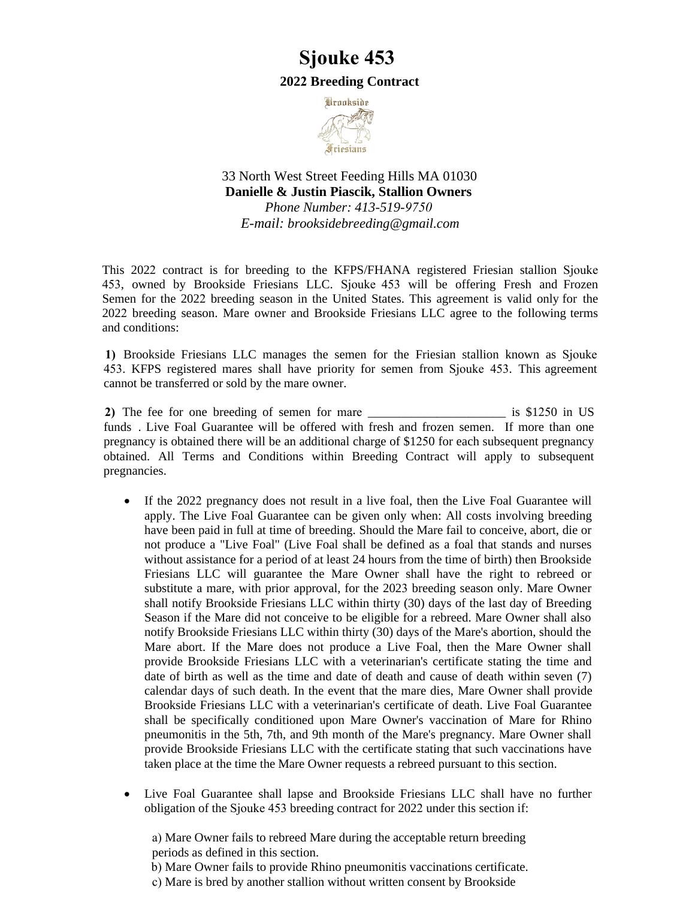# Sjouke 453

## 2022 Breeding Contract

33 North West Street Feeding Hills MA 01030
**Danielle & Justin Piascik, Stallion Owners**
*Phone Number: 413-519-9750*
*E-mail: brooksidebreeding@gmail.com*

This 2022 contract is for breeding to the KFPS/FHANA registered Friesian stallion Sjouke 453, owned by Brookside Friesians LLC. Sjouke 453 will be offering Fresh and Frozen Semen for the 2022 breeding season in the United States. This agreement is valid only for the 2022 breeding season. Mare owner and Brookside Friesians LLC agree to the following terms and conditions:

**1)** Brookside Friesians LLC manages the semen for the Friesian stallion known as Sjouke 453. KFPS registered mares shall have priority for semen from Sjouke 453. This agreement cannot be transferred or sold by the mare owner.

**2)** The fee for one breeding of semen for mare ______________________ is $1250 in US funds . Live Foal Guarantee will be offered with fresh and frozen semen. If more than one pregnancy is obtained there will be an additional charge of $1250 for each subsequent pregnancy obtained. All Terms and Conditions within Breeding Contract will apply to subsequent pregnancies.

- If the 2022 pregnancy does not result in a live foal, then the Live Foal Guarantee will apply. The Live Foal Guarantee can be given only when: All costs involving breeding have been paid in full at time of breeding. Should the Mare fail to conceive, abort, die or not produce a "Live Foal" (Live Foal shall be defined as a foal that stands and nurses without assistance for a period of at least 24 hours from the time of birth) then Brookside Friesians LLC will guarantee the Mare Owner shall have the right to rebreed or substitute a mare, with prior approval, for the 2023 breeding season only. Mare Owner shall notify Brookside Friesians LLC within thirty (30) days of the last day of Breeding Season if the Mare did not conceive to be eligible for a rebreed. Mare Owner shall also notify Brookside Friesians LLC within thirty (30) days of the Mare's abortion, should the Mare abort. If the Mare does not produce a Live Foal, then the Mare Owner shall provide Brookside Friesians LLC with a veterinarian's certificate stating the time and date of birth as well as the time and date of death and cause of death within seven (7) calendar days of such death. In the event that the mare dies, Mare Owner shall provide Brookside Friesians LLC with a veterinarian's certificate of death. Live Foal Guarantee shall be specifically conditioned upon Mare Owner's vaccination of Mare for Rhino pneumonitis in the 5th, 7th, and 9th month of the Mare's pregnancy. Mare Owner shall provide Brookside Friesians LLC with the certificate stating that such vaccinations have taken place at the time the Mare Owner requests a rebreed pursuant to this section.

- Live Foal Guarantee shall lapse and Brookside Friesians LLC shall have no further obligation of the Sjouke 453 breeding contract for 2022 under this section if:

  a) Mare Owner fails to rebreed Mare during the acceptable return breeding periods as defined in this section.
  b) Mare Owner fails to provide Rhino pneumonitis vaccinations certificate.
  c) Mare is bred by another stallion without written consent by Brookside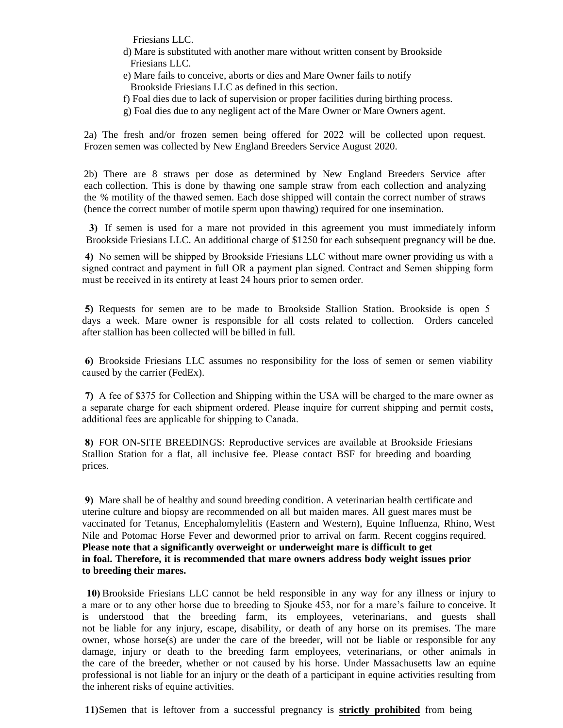Friesians LLC.

d) Mare is substituted with another mare without written consent by Brookside Friesians LLC.

e) Mare fails to conceive, aborts or dies and Mare Owner fails to notify Brookside Friesians LLC as defined in this section.

f) Foal dies due to lack of supervision or proper facilities during birthing process.

g) Foal dies due to any negligent act of the Mare Owner or Mare Owners agent.

2a) The fresh and/or frozen semen being offered for 2022 will be collected upon request. Frozen semen was collected by New England Breeders Service August 2020.

2b) There are 8 straws per dose as determined by New England Breeders Service after each collection. This is done by thawing one sample straw from each collection and analyzing the % motility of the thawed semen. Each dose shipped will contain the correct number of straws (hence the correct number of motile sperm upon thawing) required for one insemination.

**3)** If semen is used for a mare not provided in this agreement you must immediately inform Brookside Friesians LLC. An additional charge of $1250 for each subsequent pregnancy will be due.

**4)** No semen will be shipped by Brookside Friesians LLC without mare owner providing us with a signed contract and payment in full OR a payment plan signed. Contract and Semen shipping form must be received in its entirety at least 24 hours prior to semen order.

**5)** Requests for semen are to be made to Brookside Stallion Station. Brookside is open 5 days a week. Mare owner is responsible for all costs related to collection. Orders canceled after stallion has been collected will be billed in full.

**6)** Brookside Friesians LLC assumes no responsibility for the loss of semen or semen viability caused by the carrier (FedEx).

**7)** A fee of $375 for Collection and Shipping within the USA will be charged to the mare owner as a separate charge for each shipment ordered. Please inquire for current shipping and permit costs, additional fees are applicable for shipping to Canada.

**8)** FOR ON-SITE BREEDINGS: Reproductive services are available at Brookside Friesians Stallion Station for a flat, all inclusive fee. Please contact BSF for breeding and boarding prices.

**9)** Mare shall be of healthy and sound breeding condition. A veterinarian health certificate and uterine culture and biopsy are recommended on all but maiden mares. All guest mares must be vaccinated for Tetanus, Encephalomylelitis (Eastern and Western), Equine Influenza, Rhino, West Nile and Potomac Horse Fever and dewormed prior to arrival on farm. Recent coggins required. **Please note that a significantly overweight or underweight mare is difficult to get in foal. Therefore, it is recommended that mare owners address body weight issues prior to breeding their mares.**

**10)** Brookside Friesians LLC cannot be held responsible in any way for any illness or injury to a mare or to any other horse due to breeding to Sjouke 453, nor for a mare's failure to conceive. It is understood that the breeding farm, its employees, veterinarians, and guests shall not be liable for any injury, escape, disability, or death of any horse on its premises. The mare owner, whose horse(s) are under the care of the breeder, will not be liable or responsible for any damage, injury or death to the breeding farm employees, veterinarians, or other animals in the care of the breeder, whether or not caused by his horse. Under Massachusetts law an equine professional is not liable for an injury or the death of a participant in equine activities resulting from the inherent risks of equine activities.

**11)** Semen that is leftover from a successful pregnancy is <u>**strictly prohibited**</u> from being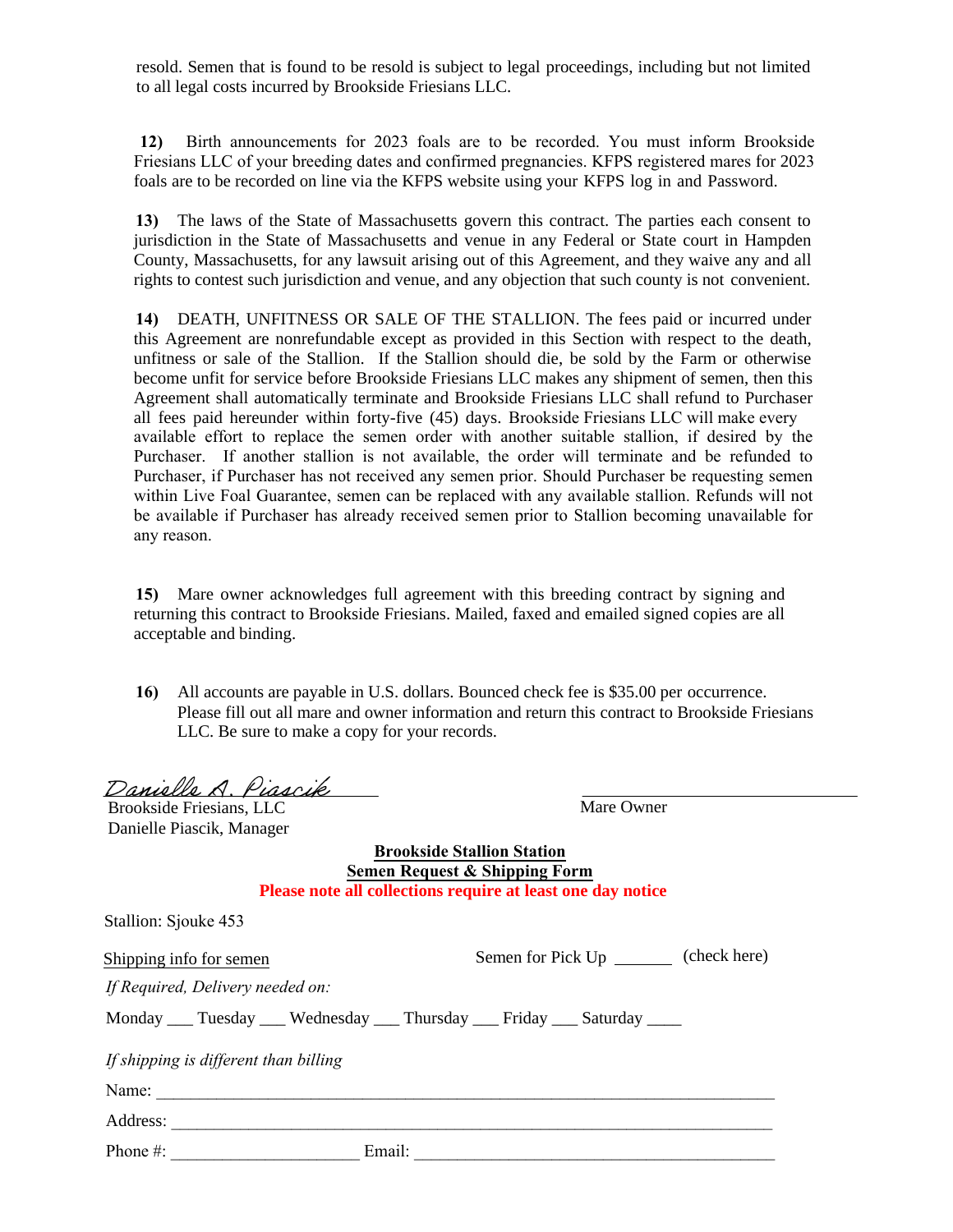resold. Semen that is found to be resold is subject to legal proceedings, including but not limited to all legal costs incurred by Brookside Friesians LLC.

**12)** Birth announcements for 2023 foals are to be recorded. You must inform Brookside Friesians LLC of your breeding dates and confirmed pregnancies. KFPS registered mares for 2023 foals are to be recorded on line via the KFPS website using your KFPS log in and Password.

**13)** The laws of the State of Massachusetts govern this contract. The parties each consent to jurisdiction in the State of Massachusetts and venue in any Federal or State court in Hampden County, Massachusetts, for any lawsuit arising out of this Agreement, and they waive any and all rights to contest such jurisdiction and venue, and any objection that such county is not convenient.

**14)** DEATH, UNFITNESS OR SALE OF THE STALLION. The fees paid or incurred under this Agreement are nonrefundable except as provided in this Section with respect to the death, unfitness or sale of the Stallion. If the Stallion should die, be sold by the Farm or otherwise become unfit for service before Brookside Friesians LLC makes any shipment of semen, then this Agreement shall automatically terminate and Brookside Friesians LLC shall refund to Purchaser all fees paid hereunder within forty-five (45) days. Brookside Friesians LLC will make every available effort to replace the semen order with another suitable stallion, if desired by the Purchaser. If another stallion is not available, the order will terminate and be refunded to Purchaser, if Purchaser has not received any semen prior. Should Purchaser be requesting semen within Live Foal Guarantee, semen can be replaced with any available stallion. Refunds will not be available if Purchaser has already received semen prior to Stallion becoming unavailable for any reason.

**15)** Mare owner acknowledges full agreement with this breeding contract by signing and returning this contract to Brookside Friesians. Mailed, faxed and emailed signed copies are all acceptable and binding.

**16)** All accounts are payable in U.S. dollars. Bounced check fee is $35.00 per occurrence. Please fill out all mare and owner information and return this contract to Brookside Friesians LLC. Be sure to make a copy for your records.

*Danielle A. Piascik*
Brookside Friesians, LLC
Danielle Piascik, Manager

\_\_\_\_\_\_\_\_\_\_\_\_\_\_\_\_\_\_\_\_\_\_\_\_\_\_\_\_\_\_
Mare Owner

**Brookside Stallion Station**
**Semen Request & Shipping Form**
**Please note all collections require at least one day notice**

Stallion: Sjouke 453

Shipping info for semen

Semen for Pick Up \_\_\_\_\_\_ (check here)

*If Required, Delivery needed on:*

Monday \_\_\_ Tuesday \_\_\_ Wednesday \_\_\_ Thursday \_\_\_ Friday \_\_\_ Saturday \_\_\_\_

*If shipping is different than billing*

Name: \_\_\_\_\_\_\_\_\_\_\_\_\_\_\_\_\_\_\_\_\_\_\_\_\_\_\_\_\_\_\_\_\_\_\_\_\_\_\_\_\_\_\_\_\_\_\_\_\_\_\_\_\_\_\_\_\_\_

Address: \_\_\_\_\_\_\_\_\_\_\_\_\_\_\_\_\_\_\_\_\_\_\_\_\_\_\_\_\_\_\_\_\_\_\_\_\_\_\_\_\_\_\_\_\_\_\_\_\_\_\_\_\_\_\_\_\_

Phone #: \_\_\_\_\_\_\_\_\_\_\_\_\_\_\_\_\_\_\_\_ Email: \_\_\_\_\_\_\_\_\_\_\_\_\_\_\_\_\_\_\_\_\_\_\_\_\_\_\_\_\_\_\_\_\_\_\_\_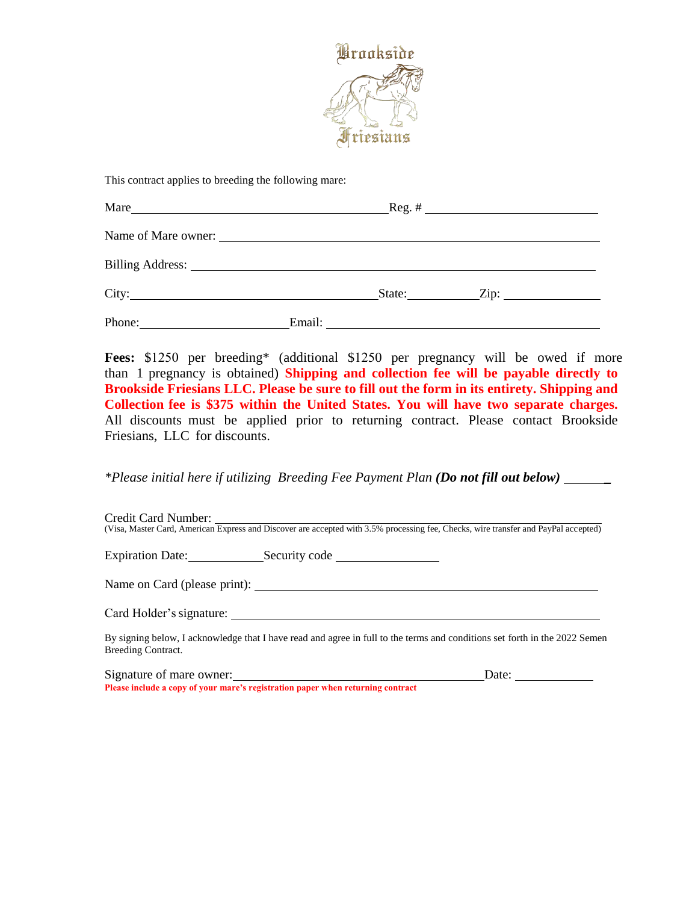Brookside Friesians

This contract applies to breeding the following mare:

Mare\_\_\_\_\_\_\_\_\_\_\_\_\_\_\_\_\_\_\_\_\_\_\_\_\_\_\_\_\_\_\_\_\_\_\_\_\_\_\_\_Reg. # \_\_\_\_\_\_\_\_\_\_\_\_\_\_\_\_\_\_\_\_\_\_\_\_\_\_\_

Name of Mare owner: \_\_\_\_\_\_\_\_\_\_\_\_\_\_\_\_\_\_\_\_\_\_\_\_\_\_\_\_\_\_\_\_\_\_\_\_\_\_\_\_\_\_\_\_\_\_\_\_\_\_\_\_\_\_\_\_\_\_\_

Billing Address: \_\_\_\_\_\_\_\_\_\_\_\_\_\_\_\_\_\_\_\_\_\_\_\_\_\_\_\_\_\_\_\_\_\_\_\_\_\_\_\_\_\_\_\_\_\_\_\_\_\_\_\_\_\_\_\_\_\_\_\_\_\_

City:\_\_\_\_\_\_\_\_\_\_\_\_\_\_\_\_\_\_\_\_\_\_\_\_\_\_\_\_\_\_\_\_\_\_\_\_\_\_State:\_\_\_\_\_\_\_\_\_\_\_Zip: \_\_\_\_\_\_\_\_\_\_\_\_\_\_\_

Phone:\_\_\_\_\_\_\_\_\_\_\_\_\_\_\_\_\_\_\_\_\_\_\_Email: \_\_\_\_\_\_\_\_\_\_\_\_\_\_\_\_\_\_\_\_\_\_\_\_\_\_\_\_\_\_\_\_\_\_\_\_\_\_\_\_\_\_\_

**Fees:** $1250 per breeding* (additional $1250 per pregnancy will be owed if more than 1 pregnancy is obtained) **Shipping and collection fee will be payable directly to Brookside Friesians LLC. Please be sure to fill out the form in its entirety. Shipping and Collection fee is $375 within the United States. You will have two separate charges.** All discounts must be applied prior to returning contract. Please contact Brookside Friesians, LLC for discounts.

*\*Please initial here if utilizing Breeding Fee Payment Plan* ***(Do not fill out below)*** \_\_\_\_\_\_\_

Credit Card Number: \_\_\_\_\_\_\_\_\_\_\_\_\_\_\_\_\_\_\_\_\_\_\_\_\_\_\_\_\_\_\_\_\_\_\_\_\_\_\_\_\_\_\_\_\_\_\_\_\_\_\_\_\_\_\_\_\_\_\_\_
(Visa, Master Card, American Express and Discover are accepted with 3.5% processing fee, Checks, wire transfer and PayPal accepted)

Expiration Date:\_\_\_\_\_\_\_\_\_\_\_\_Security code \_\_\_\_\_\_\_\_\_\_\_\_\_\_\_\_\_

Name on Card (please print): \_\_\_\_\_\_\_\_\_\_\_\_\_\_\_\_\_\_\_\_\_\_\_\_\_\_\_\_\_\_\_\_\_\_\_\_\_\_\_\_\_\_\_\_\_\_\_\_\_\_\_

Card Holder's signature: \_\_\_\_\_\_\_\_\_\_\_\_\_\_\_\_\_\_\_\_\_\_\_\_\_\_\_\_\_\_\_\_\_\_\_\_\_\_\_\_\_\_\_\_\_\_\_\_\_\_\_\_\_\_\_\_\_

By signing below, I acknowledge that I have read and agree in full to the terms and conditions set forth in the 2022 Semen Breeding Contract.

Signature of mare owner:\_\_\_\_\_\_\_\_\_\_\_\_\_\_\_\_\_\_\_\_\_\_\_\_\_\_\_\_\_\_\_\_\_\_\_\_\_\_\_\_Date: \_\_\_\_\_\_\_\_\_\_\_\_\_
**Please include a copy of your mare's registration paper when returning contract**